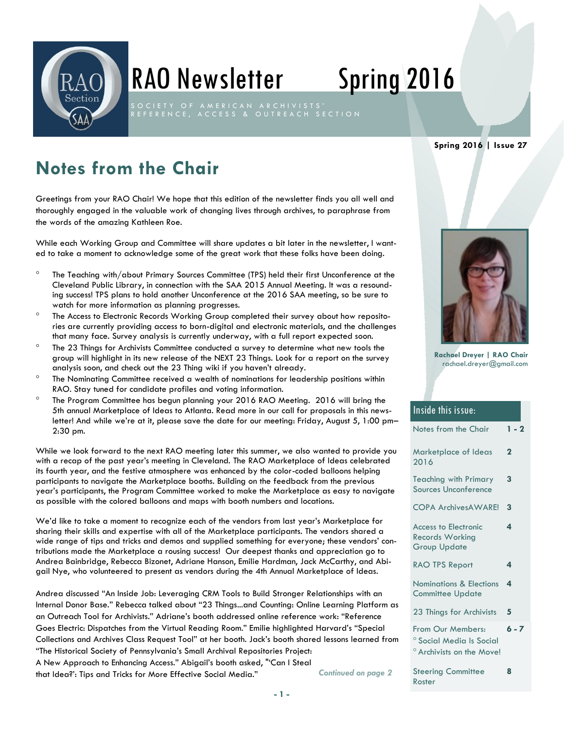# RAO Newsletter Spring 2016

SOCIETY OF AMERICAN ARCHIVISTS' REFERENCE, ACCESS & OUTREACH SECTION

**Spring 2016 | Issue 27**

## Notes from the Chair

Greetings from your RAO Chair! We hope that this edition of the newsletter finds you all well and thoroughly engaged in the valuable work of changing lives through archives, to paraphrase from the words of the amazing Kathleen Roe.

While each Working Group and Committee will share updates a bit later in the newsletter, I wanted to take a moment to acknowledge some of the great work that these folks have been doing.

- The Teaching with/about Primary Sources Committee (TPS) held their first Unconference at the Cleveland Public Library, in connection with the SAA 2015 Annual Meeting. It was a resounding success! TPS plans to hold another Unconference at the 2016 SAA meeting, so be sure to watch for more information as planning progresses.
- The Access to Electronic Records Working Group completed their survey about how repositories are currently providing access to born-digital and electronic materials, and the challenges that many face. Survey analysis is currently underway, with a full report expected soon.
- The 23 Things for Archivists Committee conducted a survey to determine what new tools the group will highlight in its new release of the NEXT 23 Things. Look for a report on the survey analysis soon, and check out the 23 Thing wiki if you haven't already.
- The Nominating Committee received a wealth of nominations for leadership positions within RAO. Stay tuned for candidate profiles and voting information.
- The Program Committee has begun planning your 2016 RAO Meeting. 2016 will bring the 5th annual Marketplace of Ideas to Atlanta. Read more in our call for proposals in this newsletter! And while we're at it, please save the date for our meeting: Friday, August 5, 1:00 pm–2:30 pm.

While we look forward to the next RAO meeting later this summer, we also wanted to provide you with a recap of the past year's meeting in Cleveland. The RAO Marketplace of Ideas celebrated its fourth year, and the festive atmosphere was enhanced by the color-coded balloons helping participants to navigate the Marketplace booths. Building on the feedback from the previous year's participants, the Program Committee worked to make the Marketplace as easy to navigate as possible with the colored balloons and maps with booth numbers and locations.

We'd like to take a moment to recognize each of the vendors from last year's Marketplace for sharing their skills and expertise with all of the Marketplace participants. The vendors shared a wide range of tips and tricks and demos and supplied something for everyone; these vendors' contributions made the Marketplace a rousing success! Our deepest thanks and appreciation go to Andrea Bainbridge, Rebecca Bizonet, Adriane Hanson, Emilie Hardman, Jack McCarthy, and Abigail Nye, who volunteered to present as vendors during the 4th Annual Marketplace of Ideas.

Andrea discussed "An Inside Job: Leveraging CRM Tools to Build Stronger Relationships with an Internal Donor Base." Rebecca talked about "23 Things...and Counting: Online Learning Platform as an Outreach Tool for Archivists." Adriane's booth addressed online reference work: "Reference Goes Electric: Dispatches from the Virtual Reading Room." Emilie highlighted Harvard's "Special Collections and Archives Class Request Tool" at her booth. Jack's booth shared lessons learned from "The Historical Society of Pennsylvania's Small Archival Repositories Project: A New Approach to Enhancing Access." Abigail's booth asked, "'Can I Steal that Idea?': Tips and Tricks for More Effective Social Media."

*Continued on page 2*

**Rachael Dreyer | RAO Chair**
rachael.dreyer@gmail.com

### Inside this issue:

| | |
|---|---|
| Notes from the Chair | 1 - 2 |
| Marketplace of Ideas 2016 | 2 |
| Teaching with Primary Sources Unconference | 3 |
| COPA ArchivesAWARE! | 3 |
| Access to Electronic Records Working Group Update | 4 |
| RAO TPS Report | 4 |
| Nominations & Elections Committee Update | 4 |
| 23 Things for Archivists | 5 |
| From Our Members: ° Social Media Is Social ° Archivists on the Move! | 6 - 7 |
| Steering Committee Roster | 8 |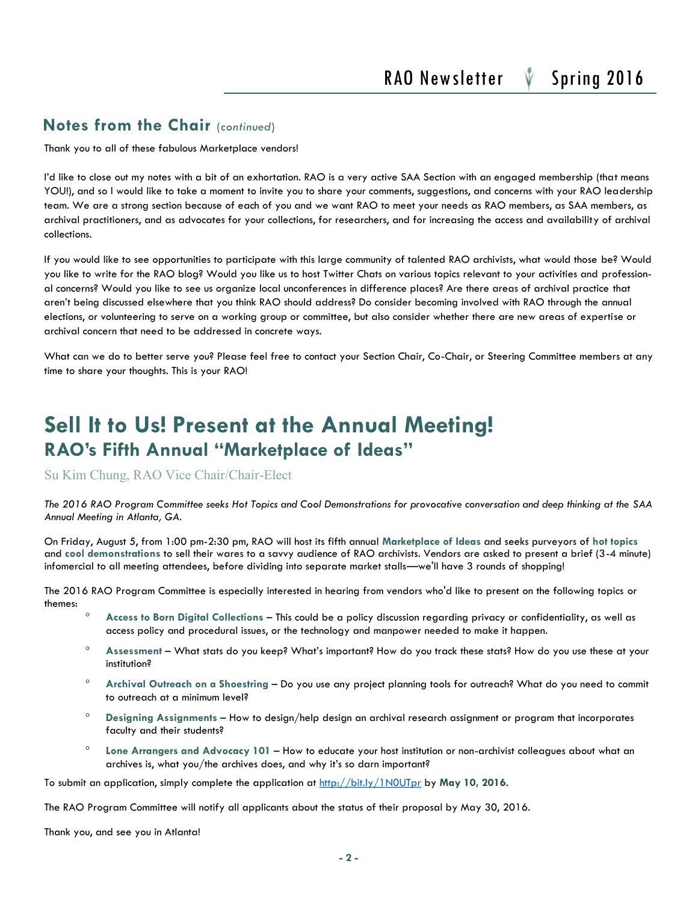## Notes from the Chair (*continued*)

Thank you to all of these fabulous Marketplace vendors!

I'd like to close out my notes with a bit of an exhortation. RAO is a very active SAA Section with an engaged membership (that means YOU!), and so I would like to take a moment to invite you to share your comments, suggestions, and concerns with your RAO leadership team. We are a strong section because of each of you and we want RAO to meet your needs as RAO members, as SAA members, as archival practitioners, and as advocates for your collections, for researchers, and for increasing the access and availability of archival collections.

If you would like to see opportunities to participate with this large community of talented RAO archivists, what would those be? Would you like to write for the RAO blog? Would you like us to host Twitter Chats on various topics relevant to your activities and professional concerns? Would you like to see us organize local unconferences in difference places? Are there areas of archival practice that aren't being discussed elsewhere that you think RAO should address? Do consider becoming involved with RAO through the annual elections, or volunteering to serve on a working group or committee, but also consider whether there are new areas of expertise or archival concern that need to be addressed in concrete ways.

What can we do to better serve you? Please feel free to contact your Section Chair, Co-Chair, or Steering Committee members at any time to share your thoughts. This is your RAO!

# Sell It to Us! Present at the Annual Meeting!

## RAO's Fifth Annual "Marketplace of Ideas"

Su Kim Chung, RAO Vice Chair/Chair-Elect

*The 2016 RAO Program Committee seeks Hot Topics and Cool Demonstrations for provocative conversation and deep thinking at the SAA Annual Meeting in Atlanta, GA.*

On Friday, August 5, from 1:00 pm-2:30 pm, RAO will host its fifth annual **Marketplace of Ideas** and seeks purveyors of **hot topics** and **cool demonstrations** to sell their wares to a savvy audience of RAO archivists. Vendors are asked to present a brief (3-4 minute) infomercial to all meeting attendees, before dividing into separate market stalls—we'll have 3 rounds of shopping!

The 2016 RAO Program Committee is especially interested in hearing from vendors who'd like to present on the following topics or themes:

- **Access to Born Digital Collections** – This could be a policy discussion regarding privacy or confidentiality, as well as access policy and procedural issues, or the technology and manpower needed to make it happen.
- **Assessment** – What stats do you keep? What's important? How do you track these stats? How do you use these at your institution?
- **Archival Outreach on a Shoestring** – Do you use any project planning tools for outreach? What do you need to commit to outreach at a minimum level?
- **Designing Assignments** – How to design/help design an archival research assignment or program that incorporates faculty and their students?
- **Lone Arrangers and Advocacy 101** – How to educate your host institution or non-archivist colleagues about what an archives is, what you/the archives does, and why it's so darn important?

To submit an application, simply complete the application at http://bit.ly/1N0UTpr by **May 10, 2016**.

The RAO Program Committee will notify all applicants about the status of their proposal by May 30, 2016.

Thank you, and see you in Atlanta!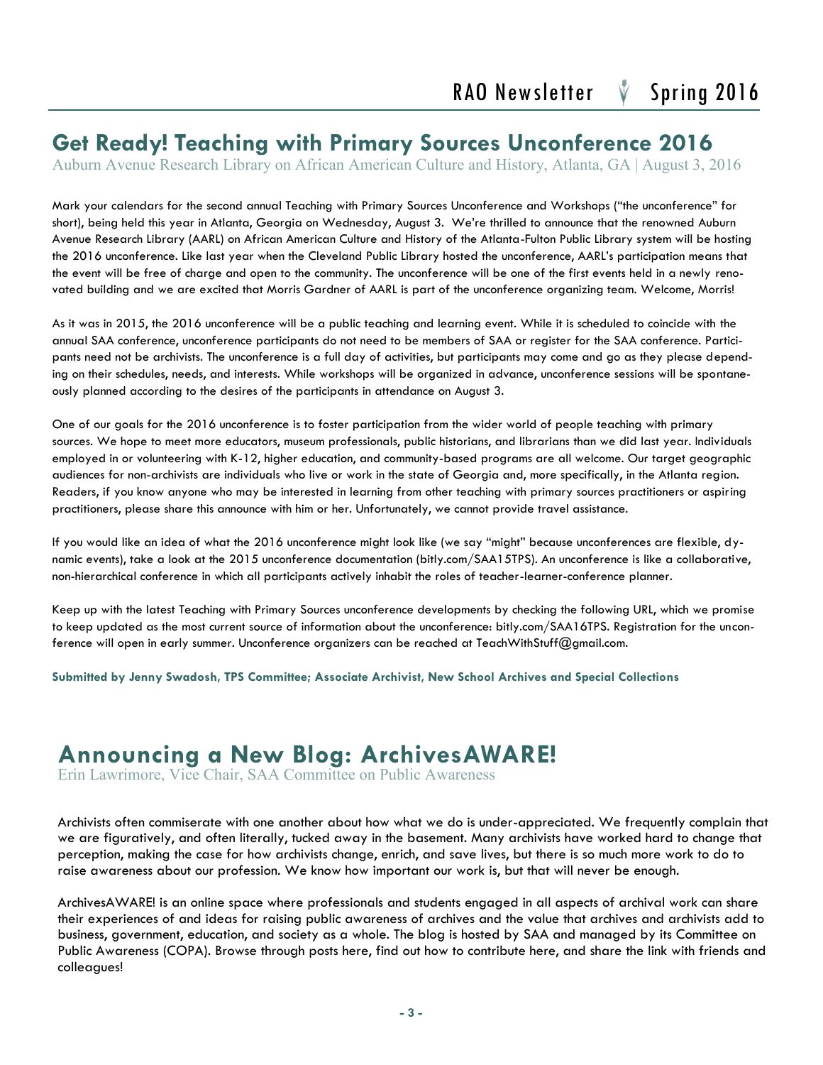## Get Ready! Teaching with Primary Sources Unconference 2016

Auburn Avenue Research Library on African American Culture and History, Atlanta, GA | August 3, 2016

Mark your calendars for the second annual Teaching with Primary Sources Unconference and Workshops ("the unconference" for short), being held this year in Atlanta, Georgia on Wednesday, August 3. We're thrilled to announce that the renowned Auburn Avenue Research Library (AARL) on African American Culture and History of the Atlanta-Fulton Public Library system will be hosting the 2016 unconference. Like last year when the Cleveland Public Library hosted the unconference, AARL's participation means that the event will be free of charge and open to the community. The unconference will be one of the first events held in a newly renovated building and we are excited that Morris Gardner of AARL is part of the unconference organizing team. Welcome, Morris!

As it was in 2015, the 2016 unconference will be a public teaching and learning event. While it is scheduled to coincide with the annual SAA conference, unconference participants do not need to be members of SAA or register for the SAA conference. Participants need not be archivists. The unconference is a full day of activities, but participants may come and go as they please depending on their schedules, needs, and interests. While workshops will be organized in advance, unconference sessions will be spontaneously planned according to the desires of the participants in attendance on August 3.

One of our goals for the 2016 unconference is to foster participation from the wider world of people teaching with primary sources. We hope to meet more educators, museum professionals, public historians, and librarians than we did last year. Individuals employed in or volunteering with K-12, higher education, and community-based programs are all welcome. Our target geographic audiences for non-archivists are individuals who live or work in the state of Georgia and, more specifically, in the Atlanta region. Readers, if you know anyone who may be interested in learning from other teaching with primary sources practitioners or aspiring practitioners, please share this announce with him or her. Unfortunately, we cannot provide travel assistance.

If you would like an idea of what the 2016 unconference might look like (we say "might" because unconferences are flexible, dynamic events), take a look at the 2015 unconference documentation (bitly.com/SAA15TPS). An unconference is like a collaborative, non-hierarchical conference in which all participants actively inhabit the roles of teacher-learner-conference planner.

Keep up with the latest Teaching with Primary Sources unconference developments by checking the following URL, which we promise to keep updated as the most current source of information about the unconference: bitly.com/SAA16TPS. Registration for the unconference will open in early summer. Unconference organizers can be reached at TeachWithStuff@gmail.com.

**Submitted by Jenny Swadosh, TPS Committee; Associate Archivist, New School Archives and Special Collections**

## Announcing a New Blog: ArchivesAWARE!

Erin Lawrimore, Vice Chair, SAA Committee on Public Awareness

Archivists often commiserate with one another about how what we do is under-appreciated. We frequently complain that we are figuratively, and often literally, tucked away in the basement. Many archivists have worked hard to change that perception, making the case for how archivists change, enrich, and save lives, but there is so much more work to do to raise awareness about our profession. We know how important our work is, but that will never be enough.

ArchivesAWARE! is an online space where professionals and students engaged in all aspects of archival work can share their experiences of and ideas for raising public awareness of archives and the value that archives and archivists add to business, government, education, and society as a whole. The blog is hosted by SAA and managed by its Committee on Public Awareness (COPA). Browse through posts here, find out how to contribute here, and share the link with friends and colleagues!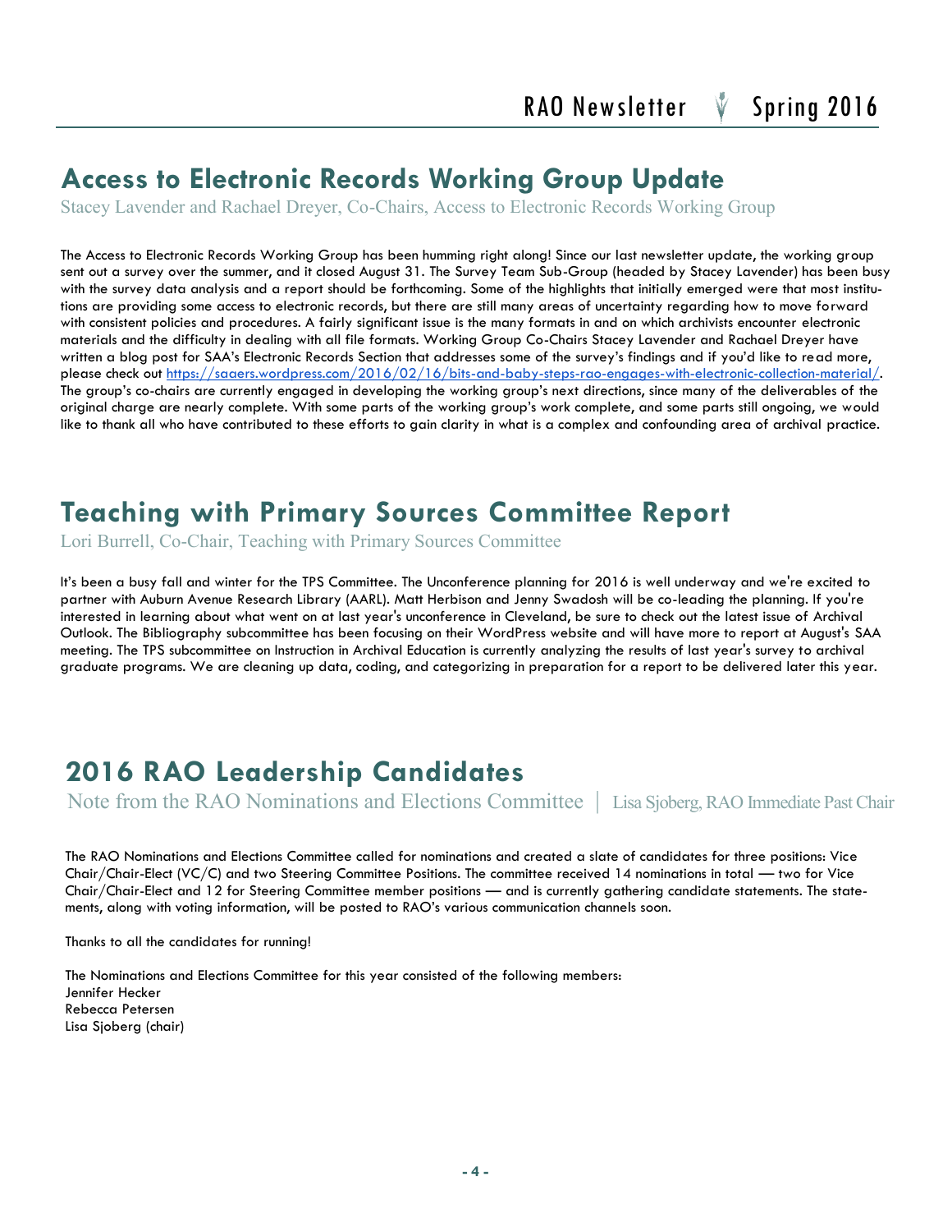## Access to Electronic Records Working Group Update

Stacey Lavender and Rachael Dreyer, Co-Chairs, Access to Electronic Records Working Group

The Access to Electronic Records Working Group has been humming right along! Since our last newsletter update, the working group sent out a survey over the summer, and it closed August 31. The Survey Team Sub-Group (headed by Stacey Lavender) has been busy with the survey data analysis and a report should be forthcoming. Some of the highlights that initially emerged were that most institutions are providing some access to electronic records, but there are still many areas of uncertainty regarding how to move forward with consistent policies and procedures. A fairly significant issue is the many formats in and on which archivists encounter electronic materials and the difficulty in dealing with all file formats. Working Group Co-Chairs Stacey Lavender and Rachael Dreyer have written a blog post for SAA's Electronic Records Section that addresses some of the survey's findings and if you'd like to read more, please check out https://saaers.wordpress.com/2016/02/16/bits-and-baby-steps-rao-engages-with-electronic-collection-material/. The group's co-chairs are currently engaged in developing the working group's next directions, since many of the deliverables of the original charge are nearly complete. With some parts of the working group's work complete, and some parts still ongoing, we would like to thank all who have contributed to these efforts to gain clarity in what is a complex and confounding area of archival practice.

## Teaching with Primary Sources Committee Report

Lori Burrell, Co-Chair, Teaching with Primary Sources Committee

It's been a busy fall and winter for the TPS Committee. The Unconference planning for 2016 is well underway and we're excited to partner with Auburn Avenue Research Library (AARL). Matt Herbison and Jenny Swadosh will be co-leading the planning. If you're interested in learning about what went on at last year's unconference in Cleveland, be sure to check out the latest issue of Archival Outlook. The Bibliography subcommittee has been focusing on their WordPress website and will have more to report at August's SAA meeting. The TPS subcommittee on Instruction in Archival Education is currently analyzing the results of last year's survey to archival graduate programs. We are cleaning up data, coding, and categorizing in preparation for a report to be delivered later this year.

## 2016 RAO Leadership Candidates

Note from the RAO Nominations and Elections Committee | Lisa Sjoberg, RAO Immediate Past Chair

The RAO Nominations and Elections Committee called for nominations and created a slate of candidates for three positions: Vice Chair/Chair-Elect (VC/C) and two Steering Committee Positions. The committee received 14 nominations in total — two for Vice Chair/Chair-Elect and 12 for Steering Committee member positions — and is currently gathering candidate statements. The statements, along with voting information, will be posted to RAO's various communication channels soon.

Thanks to all the candidates for running!

The Nominations and Elections Committee for this year consisted of the following members:
Jennifer Hecker
Rebecca Petersen
Lisa Sjoberg (chair)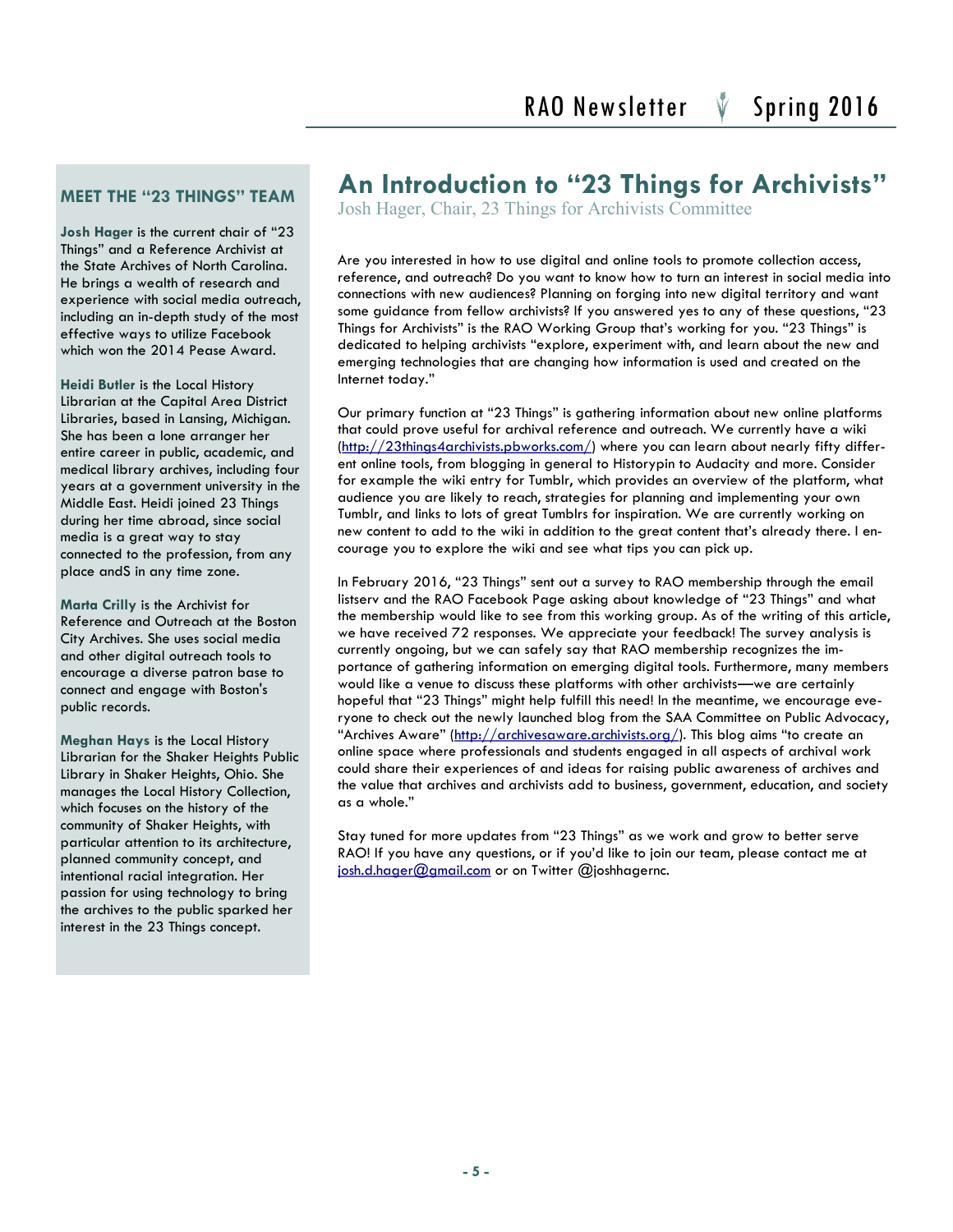# An Introduction to "23 Things for Archivists"

Josh Hager, Chair, 23 Things for Archivists Committee

Are you interested in how to use digital and online tools to promote collection access, reference, and outreach? Do you want to know how to turn an interest in social media into connections with new audiences? Planning on forging into new digital territory and want some guidance from fellow archivists? If you answered yes to any of these questions, "23 Things for Archivists" is the RAO Working Group that's working for you. "23 Things" is dedicated to helping archivists "explore, experiment with, and learn about the new and emerging technologies that are changing how information is used and created on the Internet today."

Our primary function at "23 Things" is gathering information about new online platforms that could prove useful for archival reference and outreach. We currently have a wiki (http://23things4archivists.pbworks.com/) where you can learn about nearly fifty different online tools, from blogging in general to Historypin to Audacity and more. Consider for example the wiki entry for Tumblr, which provides an overview of the platform, what audience you are likely to reach, strategies for planning and implementing your own Tumblr, and links to lots of great Tumblrs for inspiration. We are currently working on new content to add to the wiki in addition to the great content that's already there. I encourage you to explore the wiki and see what tips you can pick up.

In February 2016, "23 Things" sent out a survey to RAO membership through the email listserv and the RAO Facebook Page asking about knowledge of "23 Things" and what the membership would like to see from this working group. As of the writing of this article, we have received 72 responses. We appreciate your feedback! The survey analysis is currently ongoing, but we can safely say that RAO membership recognizes the importance of gathering information on emerging digital tools. Furthermore, many members would like a venue to discuss these platforms with other archivists—we are certainly hopeful that "23 Things" might help fulfill this need! In the meantime, we encourage everyone to check out the newly launched blog from the SAA Committee on Public Advocacy, "Archives Aware" (http://archivesaware.archivists.org/). This blog aims "to create an online space where professionals and students engaged in all aspects of archival work could share their experiences of and ideas for raising public awareness of archives and the value that archives and archivists add to business, government, education, and society as a whole."

Stay tuned for more updates from "23 Things" as we work and grow to better serve RAO! If you have any questions, or if you'd like to join our team, please contact me at josh.d.hager@gmail.com or on Twitter @joshhagernc.

## MEET THE "23 THINGS" TEAM

**Josh Hager** is the current chair of "23 Things" and a Reference Archivist at the State Archives of North Carolina. He brings a wealth of research and experience with social media outreach, including an in-depth study of the most effective ways to utilize Facebook which won the 2014 Pease Award.

**Heidi Butler** is the Local History Librarian at the Capital Area District Libraries, based in Lansing, Michigan. She has been a lone arranger her entire career in public, academic, and medical library archives, including four years at a government university in the Middle East. Heidi joined 23 Things during her time abroad, since social media is a great way to stay connected to the profession, from any place andS in any time zone.

**Marta Crilly** is the Archivist for Reference and Outreach at the Boston City Archives. She uses social media and other digital outreach tools to encourage a diverse patron base to connect and engage with Boston's public records.

**Meghan Hays** is the Local History Librarian for the Shaker Heights Public Library in Shaker Heights, Ohio. She manages the Local History Collection, which focuses on the history of the community of Shaker Heights, with particular attention to its architecture, planned community concept, and intentional racial integration. Her passion for using technology to bring the archives to the public sparked her interest in the 23 Things concept.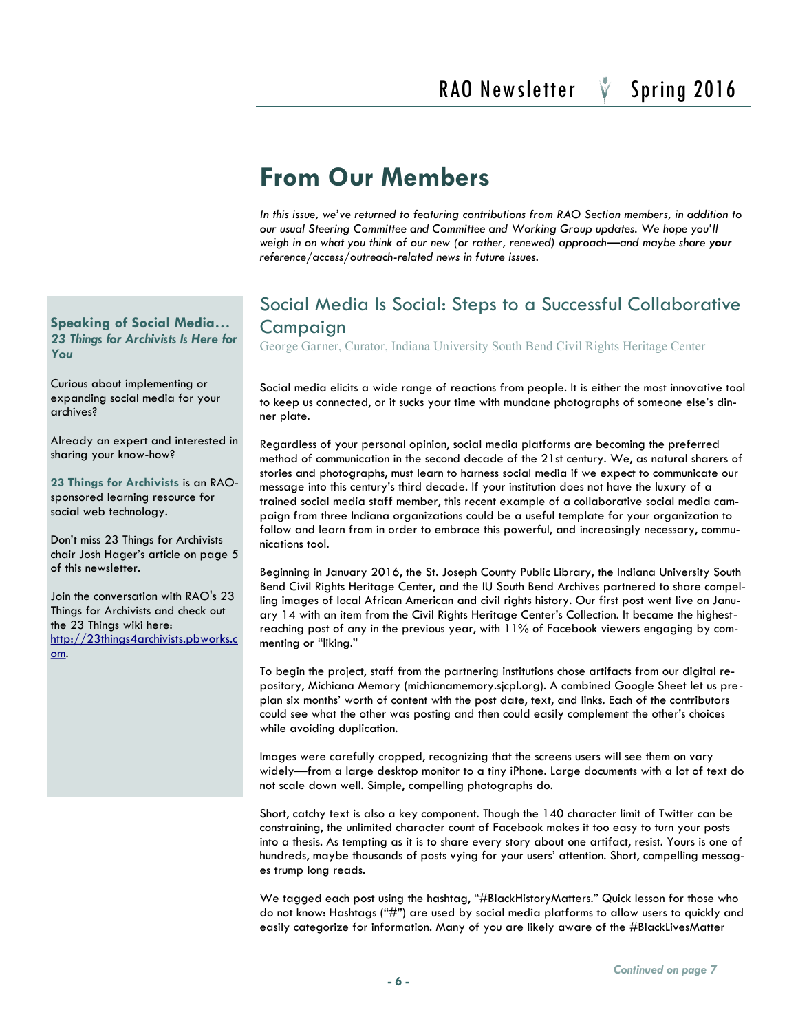# From Our Members

*In this issue, we've returned to featuring contributions from RAO Section members, in addition to our usual Steering Committee and Committee and Working Group updates. We hope you'll weigh in on what you think of our new (or rather, renewed) approach—and maybe share **your** reference/access/outreach-related news in future issues.*

## Social Media Is Social: Steps to a Successful Collaborative Campaign

George Garner, Curator, Indiana University South Bend Civil Rights Heritage Center

Social media elicits a wide range of reactions from people. It is either the most innovative tool to keep us connected, or it sucks your time with mundane photographs of someone else's dinner plate.

Regardless of your personal opinion, social media platforms are becoming the preferred method of communication in the second decade of the 21st century. We, as natural sharers of stories and photographs, must learn to harness social media if we expect to communicate our message into this century's third decade. If your institution does not have the luxury of a trained social media staff member, this recent example of a collaborative social media campaign from three Indiana organizations could be a useful template for your organization to follow and learn from in order to embrace this powerful, and increasingly necessary, communications tool.

Beginning in January 2016, the St. Joseph County Public Library, the Indiana University South Bend Civil Rights Heritage Center, and the IU South Bend Archives partnered to share compelling images of local African American and civil rights history. Our first post went live on January 14 with an item from the Civil Rights Heritage Center's Collection. It became the highest-reaching post of any in the previous year, with 11% of Facebook viewers engaging by commenting or "liking."

To begin the project, staff from the partnering institutions chose artifacts from our digital repository, Michiana Memory (michianamemory.sjcpl.org). A combined Google Sheet let us pre-plan six months' worth of content with the post date, text, and links. Each of the contributors could see what the other was posting and then could easily complement the other's choices while avoiding duplication.

Images were carefully cropped, recognizing that the screens users will see them on vary widely—from a large desktop monitor to a tiny iPhone. Large documents with a lot of text do not scale down well. Simple, compelling photographs do.

Short, catchy text is also a key component. Though the 140 character limit of Twitter can be constraining, the unlimited character count of Facebook makes it too easy to turn your posts into a thesis. As tempting as it is to share every story about one artifact, resist. Yours is one of hundreds, maybe thousands of posts vying for your users' attention. Short, compelling messages trump long reads.

We tagged each post using the hashtag, "#BlackHistoryMatters." Quick lesson for those who do not know: Hashtags ("#") are used by social media platforms to allow users to quickly and easily categorize for information. Many of you are likely aware of the #BlackLivesMatter

*Continued on page 7*

---

### Speaking of Social Media… *23 Things for Archivists Is Here for You*

Curious about implementing or expanding social media for your archives?

Already an expert and interested in sharing your know-how?

**23 Things for Archivists** is an RAO-sponsored learning resource for social web technology.

Don't miss 23 Things for Archivists chair Josh Hager's article on page 5 of this newsletter.

Join the conversation with RAO's 23 Things for Archivists and check out the 23 Things wiki here: http://23things4archivists.pbworks.com.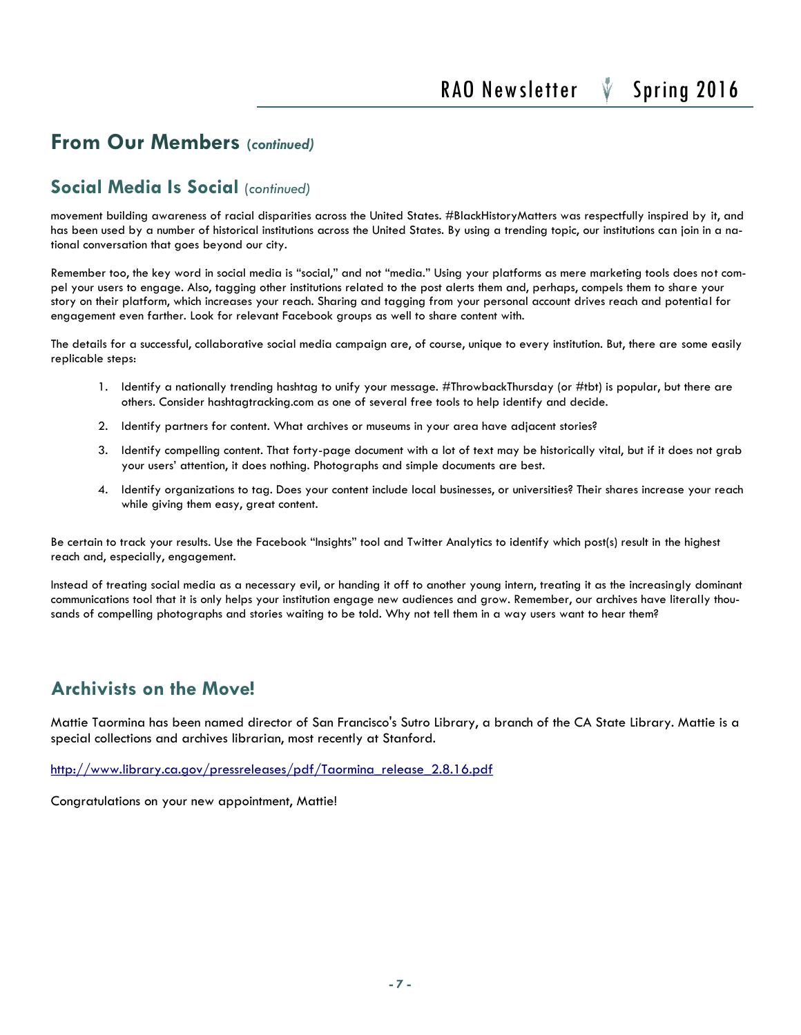## From Our Members *(continued)*

### Social Media Is Social *(continued)*

movement building awareness of racial disparities across the United States. #BlackHistoryMatters was respectfully inspired by it, and has been used by a number of historical institutions across the United States. By using a trending topic, our institutions can join in a national conversation that goes beyond our city.

Remember too, the key word in social media is "social," and not "media." Using your platforms as mere marketing tools does not compel your users to engage. Also, tagging other institutions related to the post alerts them and, perhaps, compels them to share your story on their platform, which increases your reach. Sharing and tagging from your personal account drives reach and potential for engagement even farther. Look for relevant Facebook groups as well to share content with.

The details for a successful, collaborative social media campaign are, of course, unique to every institution. But, there are some easily replicable steps:

1. Identify a nationally trending hashtag to unify your message. #ThrowbackThursday (or #tbt) is popular, but there are others. Consider hashtagtracking.com as one of several free tools to help identify and decide.
2. Identify partners for content. What archives or museums in your area have adjacent stories?
3. Identify compelling content. That forty-page document with a lot of text may be historically vital, but if it does not grab your users' attention, it does nothing. Photographs and simple documents are best.
4. Identify organizations to tag. Does your content include local businesses, or universities? Their shares increase your reach while giving them easy, great content.

Be certain to track your results. Use the Facebook "Insights" tool and Twitter Analytics to identify which post(s) result in the highest reach and, especially, engagement.

Instead of treating social media as a necessary evil, or handing it off to another young intern, treating it as the increasingly dominant communications tool that it is only helps your institution engage new audiences and grow. Remember, our archives have literally thousands of compelling photographs and stories waiting to be told. Why not tell them in a way users want to hear them?

## Archivists on the Move!

Mattie Taormina has been named director of San Francisco's Sutro Library, a branch of the CA State Library. Mattie is a special collections and archives librarian, most recently at Stanford.

http://www.library.ca.gov/pressreleases/pdf/Taormina_release_2.8.16.pdf

Congratulations on your new appointment, Mattie!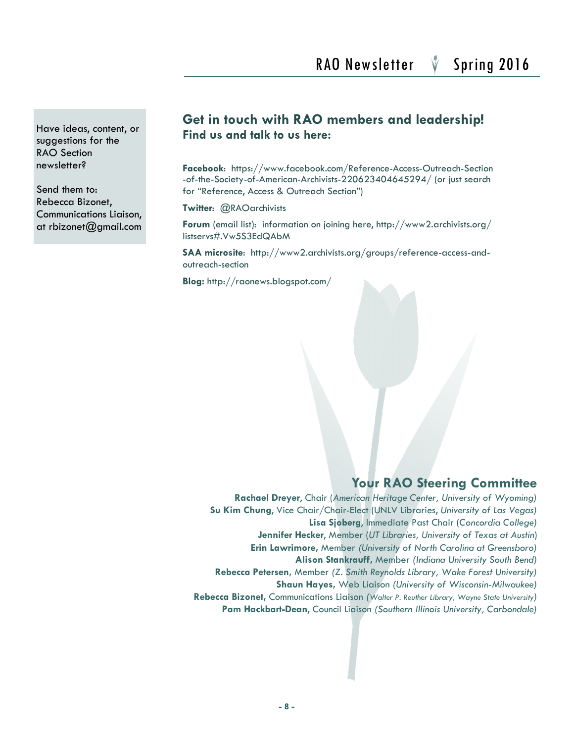Have ideas, content, or suggestions for the RAO Section newsletter?

Send them to: Rebecca Bizonet, Communications Liaison, at rbizonet@gmail.com

## Get in touch with RAO members and leadership!

### Find us and talk to us here:

**Facebook**: https://www.facebook.com/Reference-Access-Outreach-Section-of-the-Society-of-American-Archivists-220623404645294/ (or just search for "Reference, Access & Outreach Section")

**Twitter**: @RAOarchivists

**Forum** (email list): information on joining here, http://www2.archivists.org/listservs#.Vw5S3EdQAbM

**SAA microsite**: http://www2.archivists.org/groups/reference-access-and-outreach-section

**Blog:** http://raonews.blogspot.com/

## Your RAO Steering Committee

**Rachael Dreyer**, Chair (*American Heritage Center, University of Wyoming)*
**Su Kim Chung**, Vice Chair/Chair-Elect (UNLV Libraries, *University of Las Vegas)*
**Lisa Sjoberg**, Immediate Past Chair (*Concordia College)*
**Jennifer Hecker**, Member (*UT Libraries, University of Texas at Austin*)
**Erin Lawrimore**, Member *(University of North Carolina at Greensboro)*
**Alison Stankrauff**, Member *(Indiana University South Bend)*
**Rebecca Petersen**, Member *(Z. Smith Reynolds Library, Wake Forest University)*
**Shaun Hayes**, Web Liaison *(University of Wisconsin-Milwaukee)*
**Rebecca Bizonet**, Communications Liaison *(Walter P. Reuther Library, Wayne State University)*
**Pam Hackbart-Dean**, Council Liaison *(Southern Illinois University, Carbondale)*